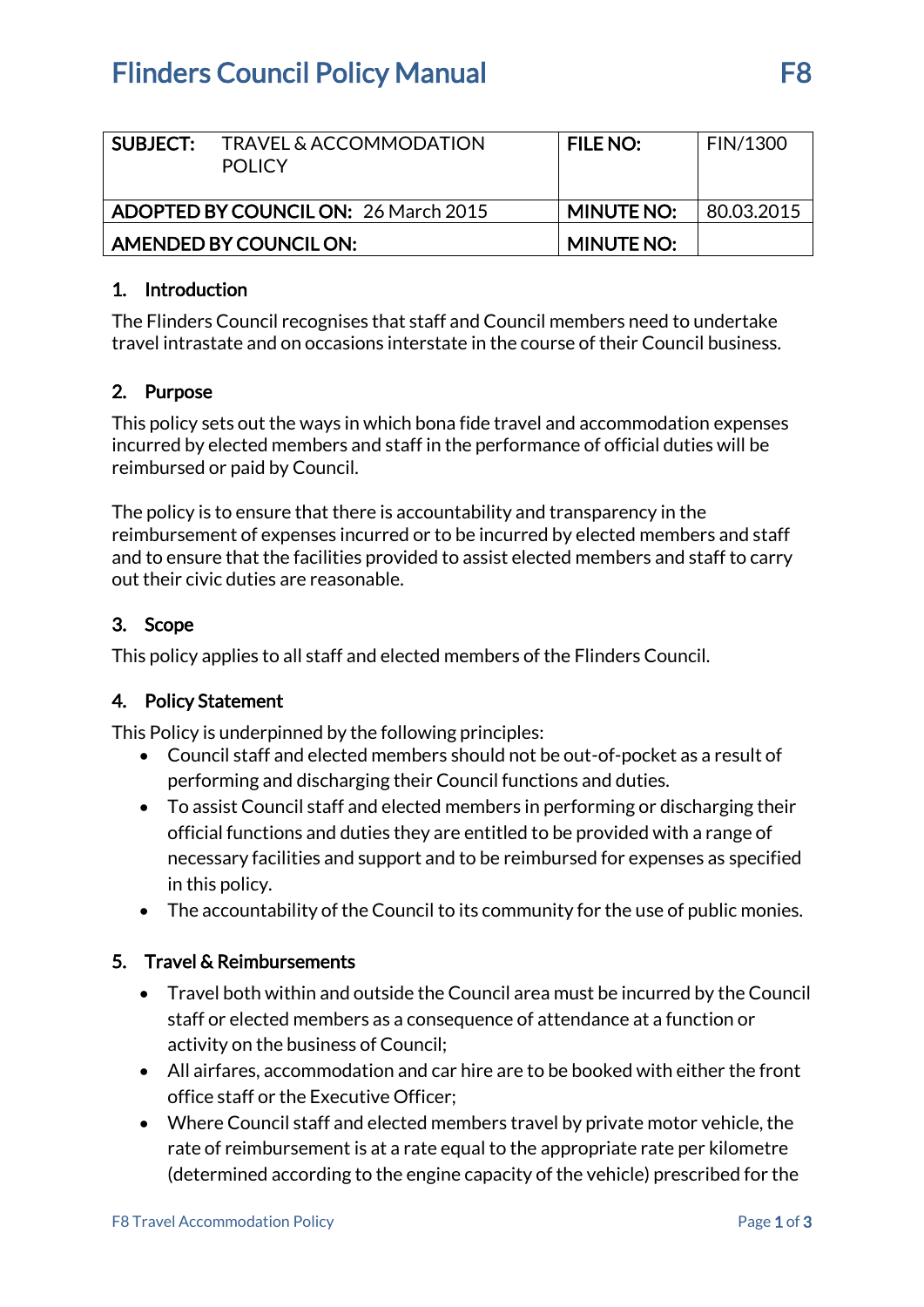# Flinders Council Policy Manual F8

| SUBJECT: TRAVEL & ACCOMMODATION POLICY | | FILE NO: | FIN/1300 |
|---|---|---|---|
| **ADOPTED BY COUNCIL ON:** 26 March 2015 | | **MINUTE NO:** | 80.03.2015 |
| **AMENDED BY COUNCIL ON:** | | **MINUTE NO:** | |

## 1. Introduction

The Flinders Council recognises that staff and Council members need to undertake travel intrastate and on occasions interstate in the course of their Council business.

## 2. Purpose

This policy sets out the ways in which bona fide travel and accommodation expenses incurred by elected members and staff in the performance of official duties will be reimbursed or paid by Council.

The policy is to ensure that there is accountability and transparency in the reimbursement of expenses incurred or to be incurred by elected members and staff and to ensure that the facilities provided to assist elected members and staff to carry out their civic duties are reasonable.

## 3. Scope

This policy applies to all staff and elected members of the Flinders Council.

## 4. Policy Statement

This Policy is underpinned by the following principles:

- Council staff and elected members should not be out-of-pocket as a result of performing and discharging their Council functions and duties.
- To assist Council staff and elected members in performing or discharging their official functions and duties they are entitled to be provided with a range of necessary facilities and support and to be reimbursed for expenses as specified in this policy.
- The accountability of the Council to its community for the use of public monies.

## 5. Travel & Reimbursements

- Travel both within and outside the Council area must be incurred by the Council staff or elected members as a consequence of attendance at a function or activity on the business of Council;
- All airfares, accommodation and car hire are to be booked with either the front office staff or the Executive Officer;
- Where Council staff and elected members travel by private motor vehicle, the rate of reimbursement is at a rate equal to the appropriate rate per kilometre (determined according to the engine capacity of the vehicle) prescribed for the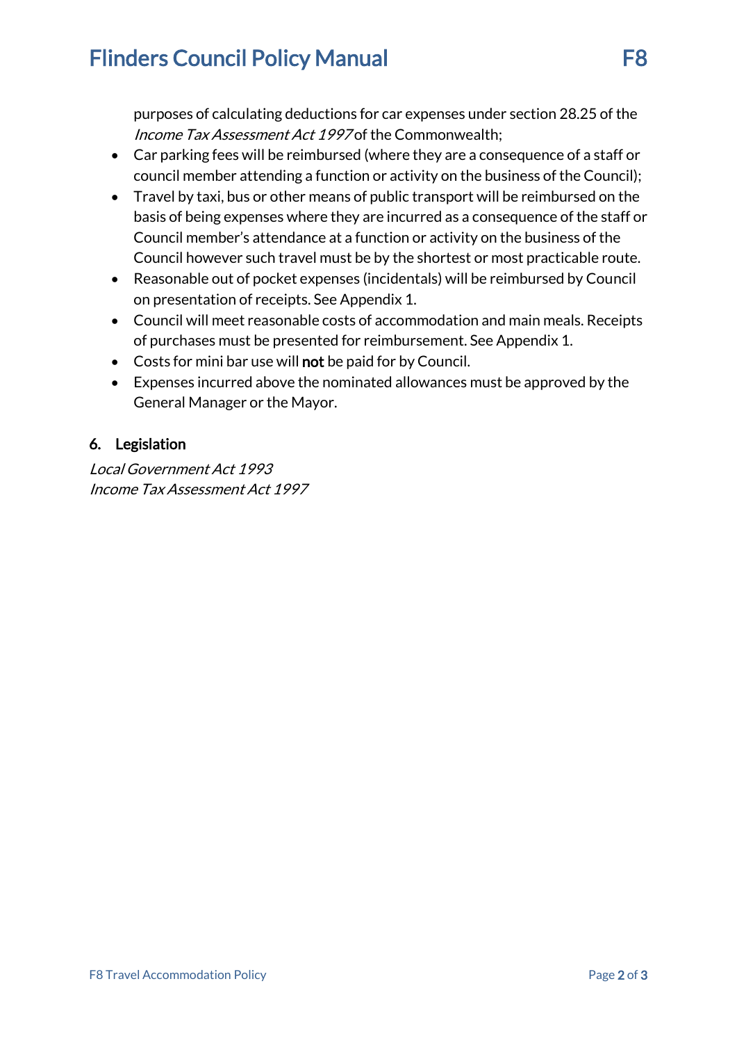purposes of calculating deductions for car expenses under section 28.25 of the *Income Tax Assessment Act 1997* of the Commonwealth;

- Car parking fees will be reimbursed (where they are a consequence of a staff or council member attending a function or activity on the business of the Council);
- Travel by taxi, bus or other means of public transport will be reimbursed on the basis of being expenses where they are incurred as a consequence of the staff or Council member's attendance at a function or activity on the business of the Council however such travel must be by the shortest or most practicable route.
- Reasonable out of pocket expenses (incidentals) will be reimbursed by Council on presentation of receipts. See Appendix 1.
- Council will meet reasonable costs of accommodation and main meals. Receipts of purchases must be presented for reimbursement. See Appendix 1.
- Costs for mini bar use will **not** be paid for by Council.
- Expenses incurred above the nominated allowances must be approved by the General Manager or the Mayor.

## 6. Legislation

*Local Government Act 1993*
*Income Tax Assessment Act 1997*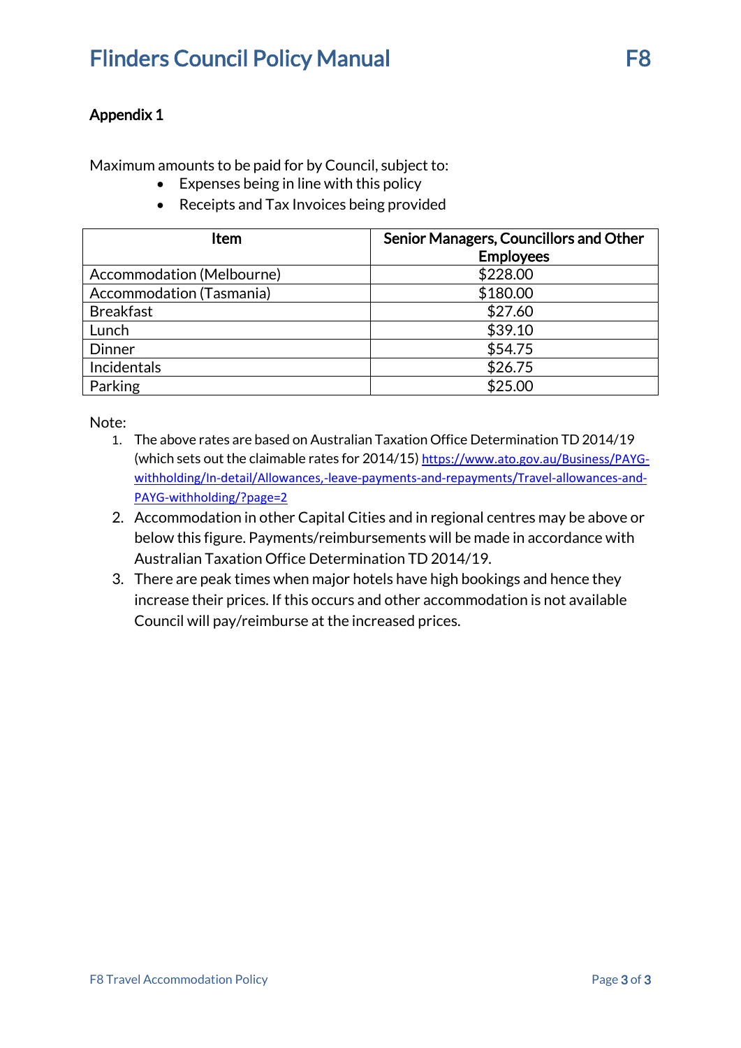## Appendix 1

Maximum amounts to be paid for by Council, subject to:

- Expenses being in line with this policy
- Receipts and Tax Invoices being provided

| Item | Senior Managers, Councillors and Other Employees |
|---|---|
| Accommodation (Melbourne) | $228.00 |
| Accommodation (Tasmania) | $180.00 |
| Breakfast | $27.60 |
| Lunch | $39.10 |
| Dinner | $54.75 |
| Incidentals | $26.75 |
| Parking | $25.00 |

Note:

1. The above rates are based on Australian Taxation Office Determination TD 2014/19 (which sets out the claimable rates for 2014/15) https://www.ato.gov.au/Business/PAYG-withholding/In-detail/Allowances,-leave-payments-and-repayments/Travel-allowances-and-PAYG-withholding/?page=2
2. Accommodation in other Capital Cities and in regional centres may be above or below this figure. Payments/reimbursements will be made in accordance with Australian Taxation Office Determination TD 2014/19.
3. There are peak times when major hotels have high bookings and hence they increase their prices. If this occurs and other accommodation is not available Council will pay/reimburse at the increased prices.